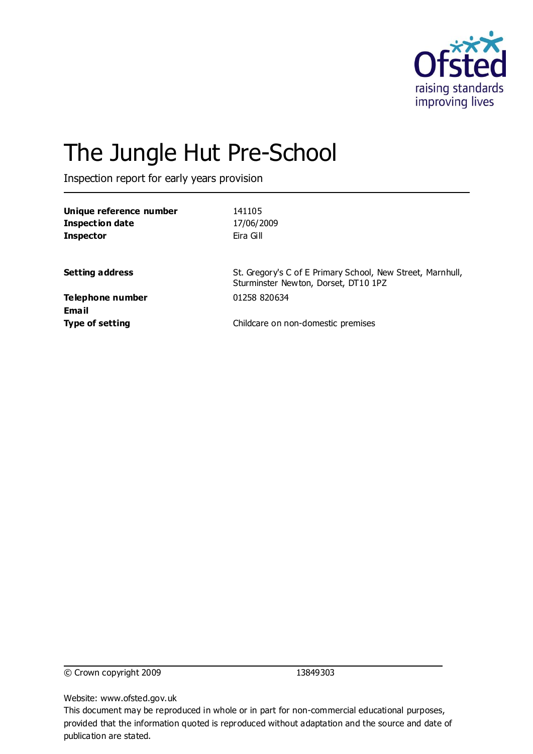# The Jungle Hut Pre-School

Inspection report for early years provision

| | |
|---|---|
| **Unique reference number** | 141105 |
| **Inspection date** | 17/06/2009 |
| **Inspector** | Eira Gill |
| | |
| **Setting address** | St. Gregory's C of E Primary School, New Street, Marnhull, Sturminster Newton, Dorset, DT10 1PZ |
| **Telephone number** | 01258 820634 |
| **Email** | |
| **Type of setting** | Childcare on non-domestic premises |

© Crown copyright 2009 13849303

Website: www.ofsted.gov.uk

This document may be reproduced in whole or in part for non-commercial educational purposes, provided that the information quoted is reproduced without adaptation and the source and date of publication are stated.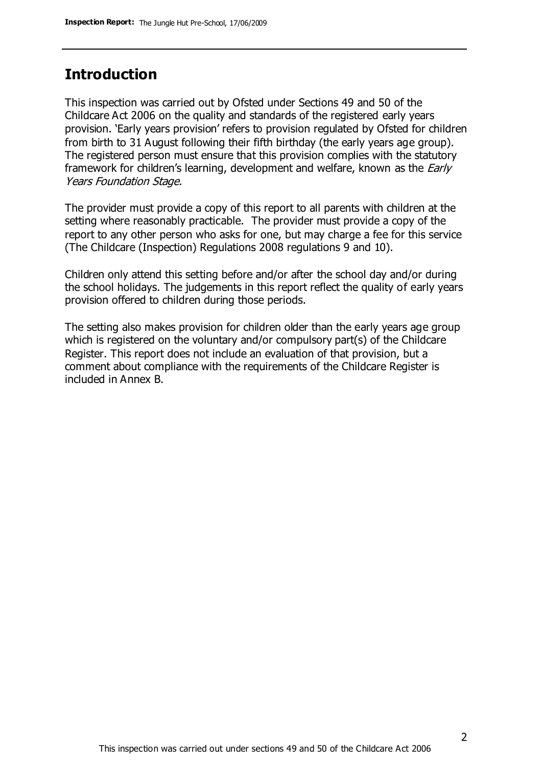## Introduction

This inspection was carried out by Ofsted under Sections 49 and 50 of the Childcare Act 2006 on the quality and standards of the registered early years provision. 'Early years provision' refers to provision regulated by Ofsted for children from birth to 31 August following their fifth birthday (the early years age group). The registered person must ensure that this provision complies with the statutory framework for children's learning, development and welfare, known as the *Early Years Foundation Stage.*

The provider must provide a copy of this report to all parents with children at the setting where reasonably practicable. The provider must provide a copy of the report to any other person who asks for one, but may charge a fee for this service (The Childcare (Inspection) Regulations 2008 regulations 9 and 10).

Children only attend this setting before and/or after the school day and/or during the school holidays. The judgements in this report reflect the quality of early years provision offered to children during those periods.

The setting also makes provision for children older than the early years age group which is registered on the voluntary and/or compulsory part(s) of the Childcare Register. This report does not include an evaluation of that provision, but a comment about compliance with the requirements of the Childcare Register is included in Annex B.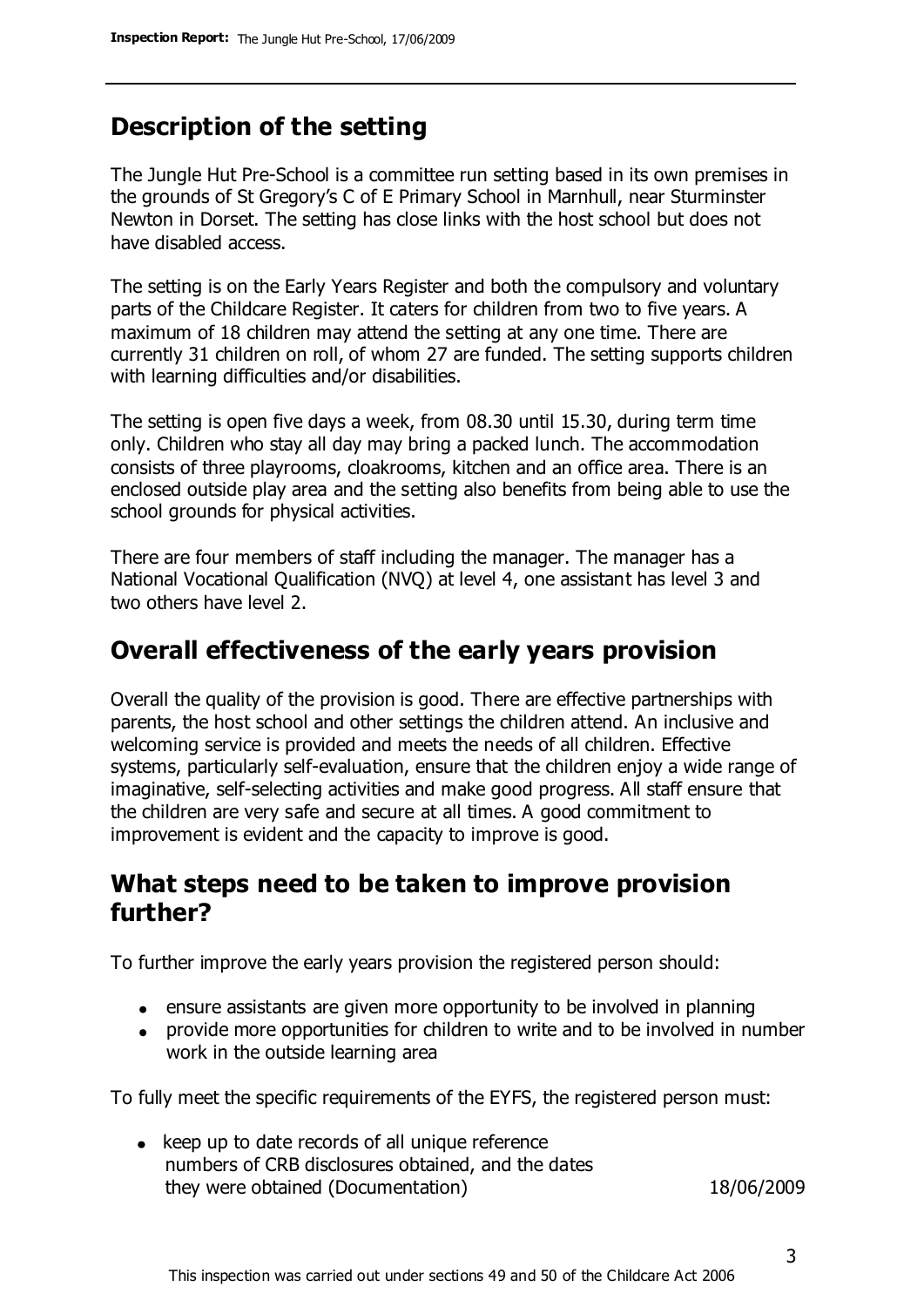## Description of the setting

The Jungle Hut Pre-School is a committee run setting based in its own premises in the grounds of St Gregory's C of E Primary School in Marnhull, near Sturminster Newton in Dorset. The setting has close links with the host school but does not have disabled access.

The setting is on the Early Years Register and both the compulsory and voluntary parts of the Childcare Register. It caters for children from two to five years. A maximum of 18 children may attend the setting at any one time. There are currently 31 children on roll, of whom 27 are funded. The setting supports children with learning difficulties and/or disabilities.

The setting is open five days a week, from 08.30 until 15.30, during term time only. Children who stay all day may bring a packed lunch. The accommodation consists of three playrooms, cloakrooms, kitchen and an office area. There is an enclosed outside play area and the setting also benefits from being able to use the school grounds for physical activities.

There are four members of staff including the manager. The manager has a National Vocational Qualification (NVQ) at level 4, one assistant has level 3 and two others have level 2.

## Overall effectiveness of the early years provision

Overall the quality of the provision is good. There are effective partnerships with parents, the host school and other settings the children attend. An inclusive and welcoming service is provided and meets the needs of all children. Effective systems, particularly self-evaluation, ensure that the children enjoy a wide range of imaginative, self-selecting activities and make good progress. All staff ensure that the children are very safe and secure at all times. A good commitment to improvement is evident and the capacity to improve is good.

## What steps need to be taken to improve provision further?

To further improve the early years provision the registered person should:

- ensure assistants are given more opportunity to be involved in planning
- provide more opportunities for children to write and to be involved in number work in the outside learning area

To fully meet the specific requirements of the EYFS, the registered person must:

| | |
|---|---|
| • keep up to date records of all unique reference numbers of CRB disclosures obtained, and the dates they were obtained (Documentation) | 18/06/2009 |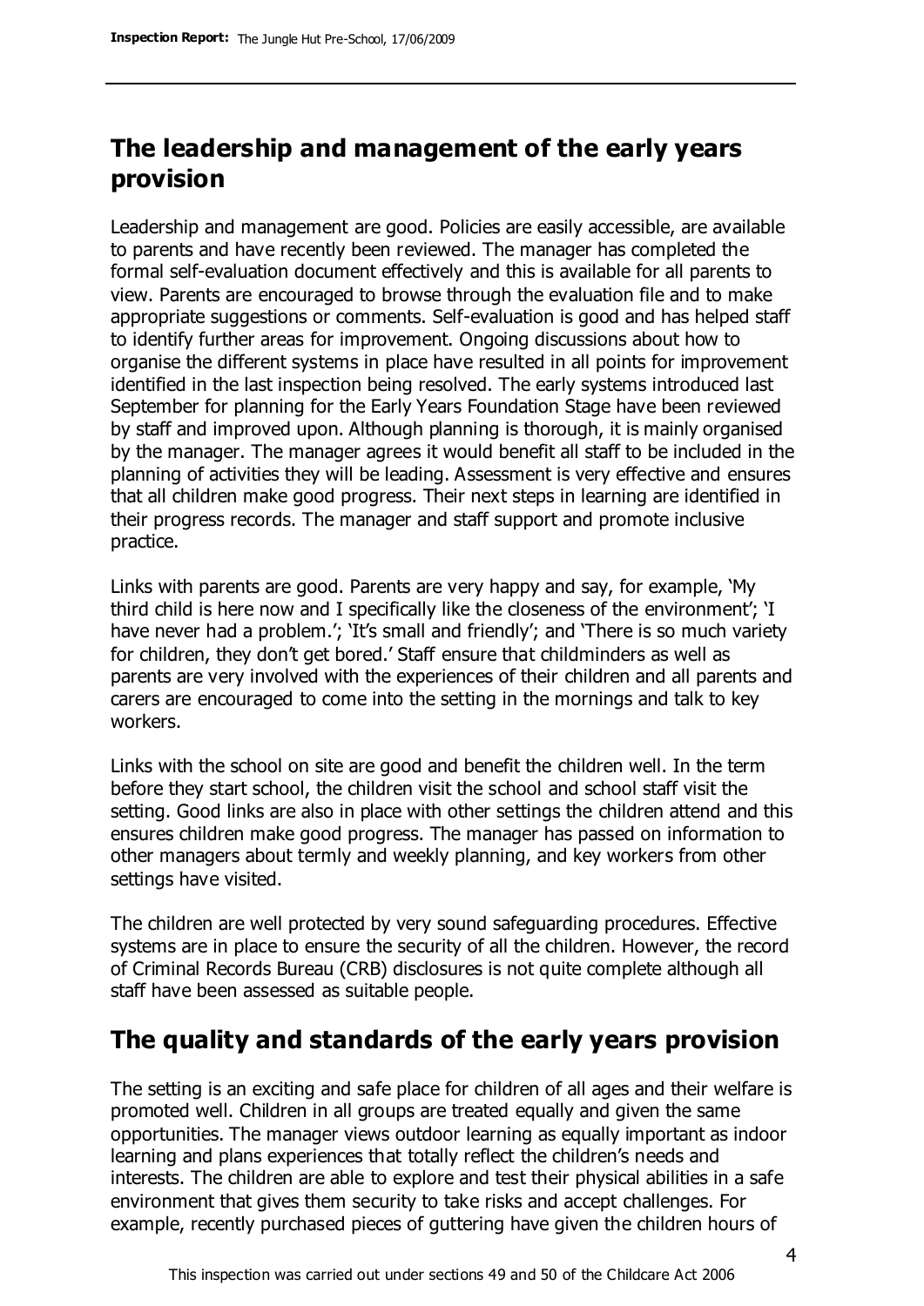## The leadership and management of the early years provision

Leadership and management are good. Policies are easily accessible, are available to parents and have recently been reviewed. The manager has completed the formal self-evaluation document effectively and this is available for all parents to view. Parents are encouraged to browse through the evaluation file and to make appropriate suggestions or comments. Self-evaluation is good and has helped staff to identify further areas for improvement. Ongoing discussions about how to organise the different systems in place have resulted in all points for improvement identified in the last inspection being resolved. The early systems introduced last September for planning for the Early Years Foundation Stage have been reviewed by staff and improved upon. Although planning is thorough, it is mainly organised by the manager. The manager agrees it would benefit all staff to be included in the planning of activities they will be leading. Assessment is very effective and ensures that all children make good progress. Their next steps in learning are identified in their progress records. The manager and staff support and promote inclusive practice.

Links with parents are good. Parents are very happy and say, for example, 'My third child is here now and I specifically like the closeness of the environment'; 'I have never had a problem.'; 'It's small and friendly'; and 'There is so much variety for children, they don't get bored.' Staff ensure that childminders as well as parents are very involved with the experiences of their children and all parents and carers are encouraged to come into the setting in the mornings and talk to key workers.

Links with the school on site are good and benefit the children well. In the term before they start school, the children visit the school and school staff visit the setting. Good links are also in place with other settings the children attend and this ensures children make good progress. The manager has passed on information to other managers about termly and weekly planning, and key workers from other settings have visited.

The children are well protected by very sound safeguarding procedures. Effective systems are in place to ensure the security of all the children. However, the record of Criminal Records Bureau (CRB) disclosures is not quite complete although all staff have been assessed as suitable people.

## The quality and standards of the early years provision

The setting is an exciting and safe place for children of all ages and their welfare is promoted well. Children in all groups are treated equally and given the same opportunities. The manager views outdoor learning as equally important as indoor learning and plans experiences that totally reflect the children's needs and interests. The children are able to explore and test their physical abilities in a safe environment that gives them security to take risks and accept challenges. For example, recently purchased pieces of guttering have given the children hours of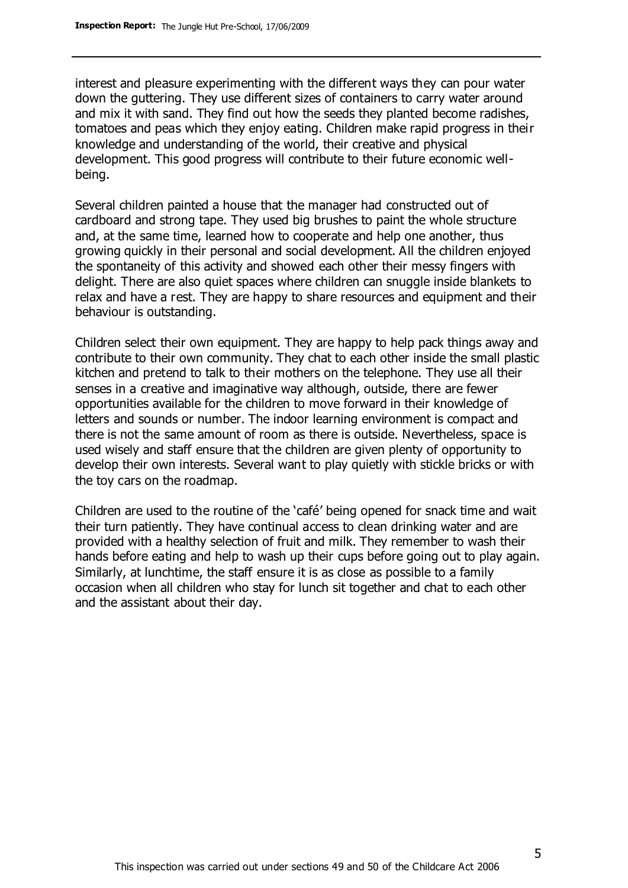interest and pleasure experimenting with the different ways they can pour water down the guttering. They use different sizes of containers to carry water around and mix it with sand. They find out how the seeds they planted become radishes, tomatoes and peas which they enjoy eating. Children make rapid progress in their knowledge and understanding of the world, their creative and physical development. This good progress will contribute to their future economic well-being.

Several children painted a house that the manager had constructed out of cardboard and strong tape. They used big brushes to paint the whole structure and, at the same time, learned how to cooperate and help one another, thus growing quickly in their personal and social development. All the children enjoyed the spontaneity of this activity and showed each other their messy fingers with delight. There are also quiet spaces where children can snuggle inside blankets to relax and have a rest. They are happy to share resources and equipment and their behaviour is outstanding.

Children select their own equipment. They are happy to help pack things away and contribute to their own community. They chat to each other inside the small plastic kitchen and pretend to talk to their mothers on the telephone. They use all their senses in a creative and imaginative way although, outside, there are fewer opportunities available for the children to move forward in their knowledge of letters and sounds or number. The indoor learning environment is compact and there is not the same amount of room as there is outside. Nevertheless, space is used wisely and staff ensure that the children are given plenty of opportunity to develop their own interests. Several want to play quietly with stickle bricks or with the toy cars on the roadmap.

Children are used to the routine of the 'café' being opened for snack time and wait their turn patiently. They have continual access to clean drinking water and are provided with a healthy selection of fruit and milk. They remember to wash their hands before eating and help to wash up their cups before going out to play again. Similarly, at lunchtime, the staff ensure it is as close as possible to a family occasion when all children who stay for lunch sit together and chat to each other and the assistant about their day.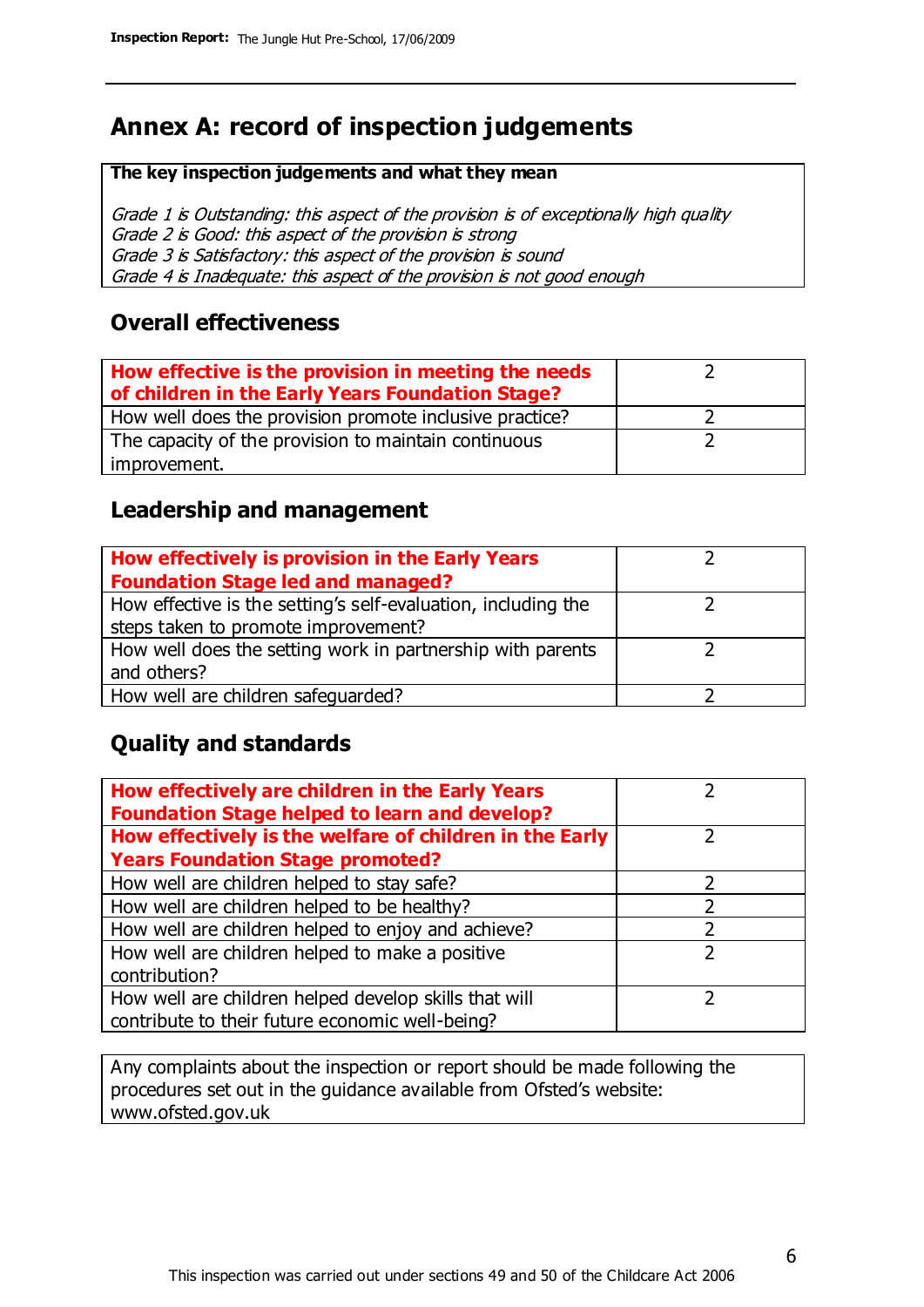# Annex A: record of inspection judgements

**The key inspection judgements and what they mean**

*Grade 1 is Outstanding: this aspect of the provision is of exceptionally high quality*
*Grade 2 is Good: this aspect of the provision is strong*
*Grade 3 is Satisfactory: this aspect of the provision is sound*
*Grade 4 is Inadequate: this aspect of the provision is not good enough*

## Overall effectiveness

| | |
|---|---|
| **How effective is the provision in meeting the needs of children in the Early Years Foundation Stage?** | 2 |
| How well does the provision promote inclusive practice? | 2 |
| The capacity of the provision to maintain continuous improvement. | 2 |

## Leadership and management

| | |
|---|---|
| **How effectively is provision in the Early Years Foundation Stage led and managed?** | 2 |
| How effective is the setting's self-evaluation, including the steps taken to promote improvement? | 2 |
| How well does the setting work in partnership with parents and others? | 2 |
| How well are children safeguarded? | 2 |

## Quality and standards

| | |
|---|---|
| **How effectively are children in the Early Years Foundation Stage helped to learn and develop?** | 2 |
| **How effectively is the welfare of children in the Early Years Foundation Stage promoted?** | 2 |
| How well are children helped to stay safe? | 2 |
| How well are children helped to be healthy? | 2 |
| How well are children helped to enjoy and achieve? | 2 |
| How well are children helped to make a positive contribution? | 2 |
| How well are children helped develop skills that will contribute to their future economic well-being? | 2 |

Any complaints about the inspection or report should be made following the procedures set out in the guidance available from Ofsted's website: www.ofsted.gov.uk

This inspection was carried out under sections 49 and 50 of the Childcare Act 2006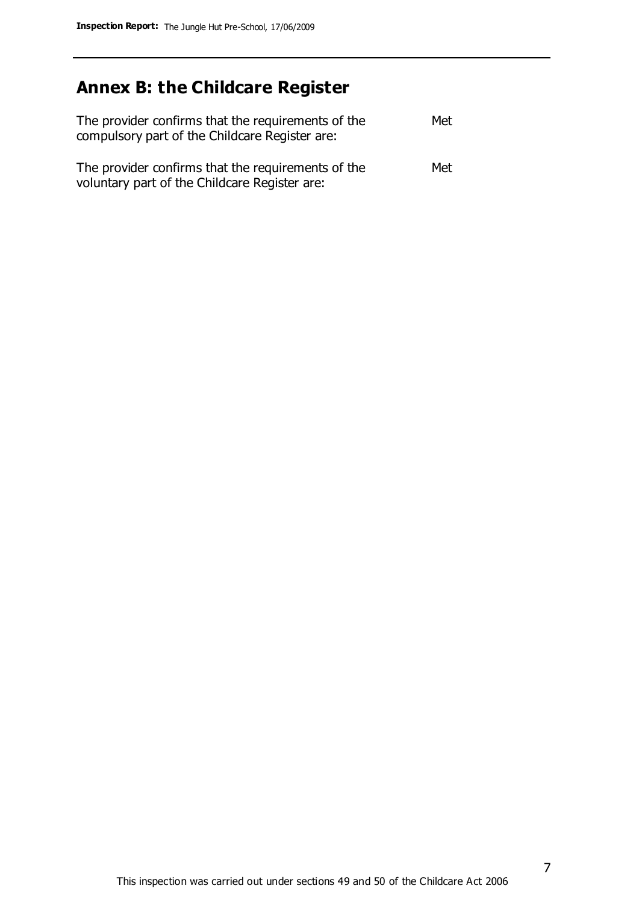## Annex B: the Childcare Register

| | |
|---|---|
| The provider confirms that the requirements of the compulsory part of the Childcare Register are: | Met |
| The provider confirms that the requirements of the voluntary part of the Childcare Register are: | Met |

This inspection was carried out under sections 49 and 50 of the Childcare Act 2006